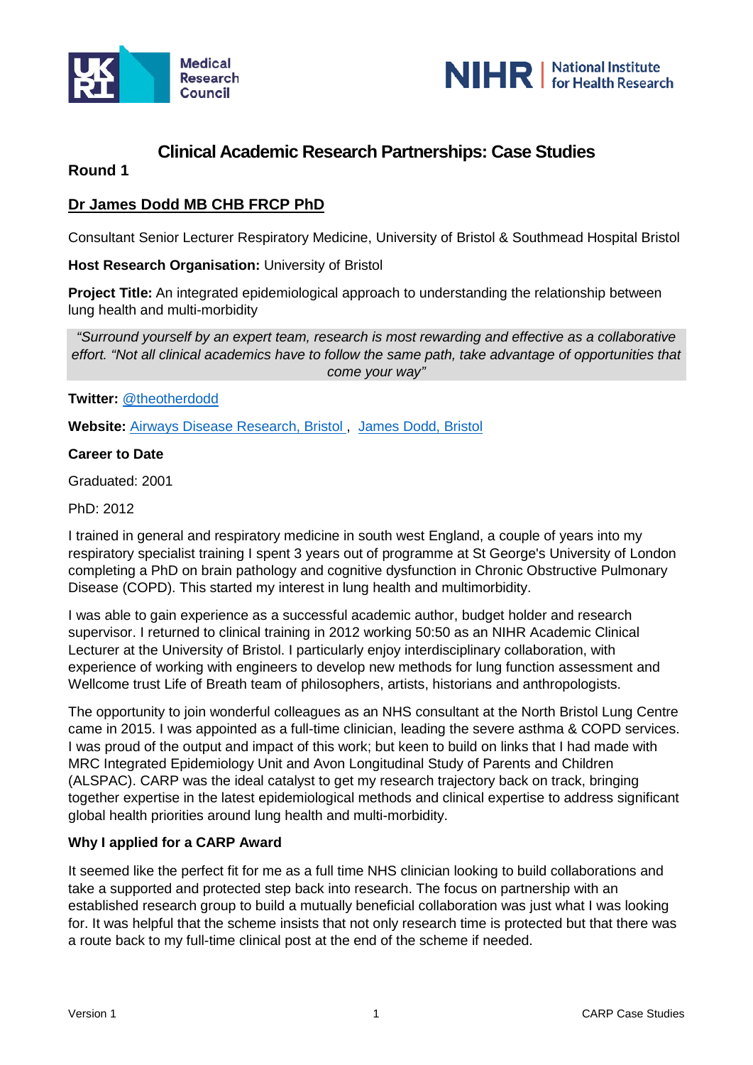# Clinical Academic Research Partnerships: Case Studies

## Round 1

### Dr James Dodd MB CHB FRCP PhD

Consultant Senior Lecturer Respiratory Medicine, University of Bristol & Southmead Hospital Bristol

**Host Research Organisation:** University of Bristol

**Project Title:** An integrated epidemiological approach to understanding the relationship between lung health and multi-morbidity

> *"Surround yourself by an expert team, research is most rewarding and effective as a collaborative effort. "Not all clinical academics have to follow the same path, take advantage of opportunities that come your way"*

**Twitter:** @theotherdodd

**Website:** Airways Disease Research, Bristol , James Dodd, Bristol

**Career to Date**

Graduated: 2001

PhD: 2012

I trained in general and respiratory medicine in south west England, a couple of years into my respiratory specialist training I spent 3 years out of programme at St George's University of London completing a PhD on brain pathology and cognitive dysfunction in Chronic Obstructive Pulmonary Disease (COPD). This started my interest in lung health and multimorbidity.

I was able to gain experience as a successful academic author, budget holder and research supervisor. I returned to clinical training in 2012 working 50:50 as an NIHR Academic Clinical Lecturer at the University of Bristol. I particularly enjoy interdisciplinary collaboration, with experience of working with engineers to develop new methods for lung function assessment and Wellcome trust Life of Breath team of philosophers, artists, historians and anthropologists.

The opportunity to join wonderful colleagues as an NHS consultant at the North Bristol Lung Centre came in 2015. I was appointed as a full-time clinician, leading the severe asthma & COPD services. I was proud of the output and impact of this work; but keen to build on links that I had made with MRC Integrated Epidemiology Unit and Avon Longitudinal Study of Parents and Children (ALSPAC). CARP was the ideal catalyst to get my research trajectory back on track, bringing together expertise in the latest epidemiological methods and clinical expertise to address significant global health priorities around lung health and multi-morbidity.

**Why I applied for a CARP Award**

It seemed like the perfect fit for me as a full time NHS clinician looking to build collaborations and take a supported and protected step back into research. The focus on partnership with an established research group to build a mutually beneficial collaboration was just what I was looking for. It was helpful that the scheme insists that not only research time is protected but that there was a route back to my full-time clinical post at the end of the scheme if needed.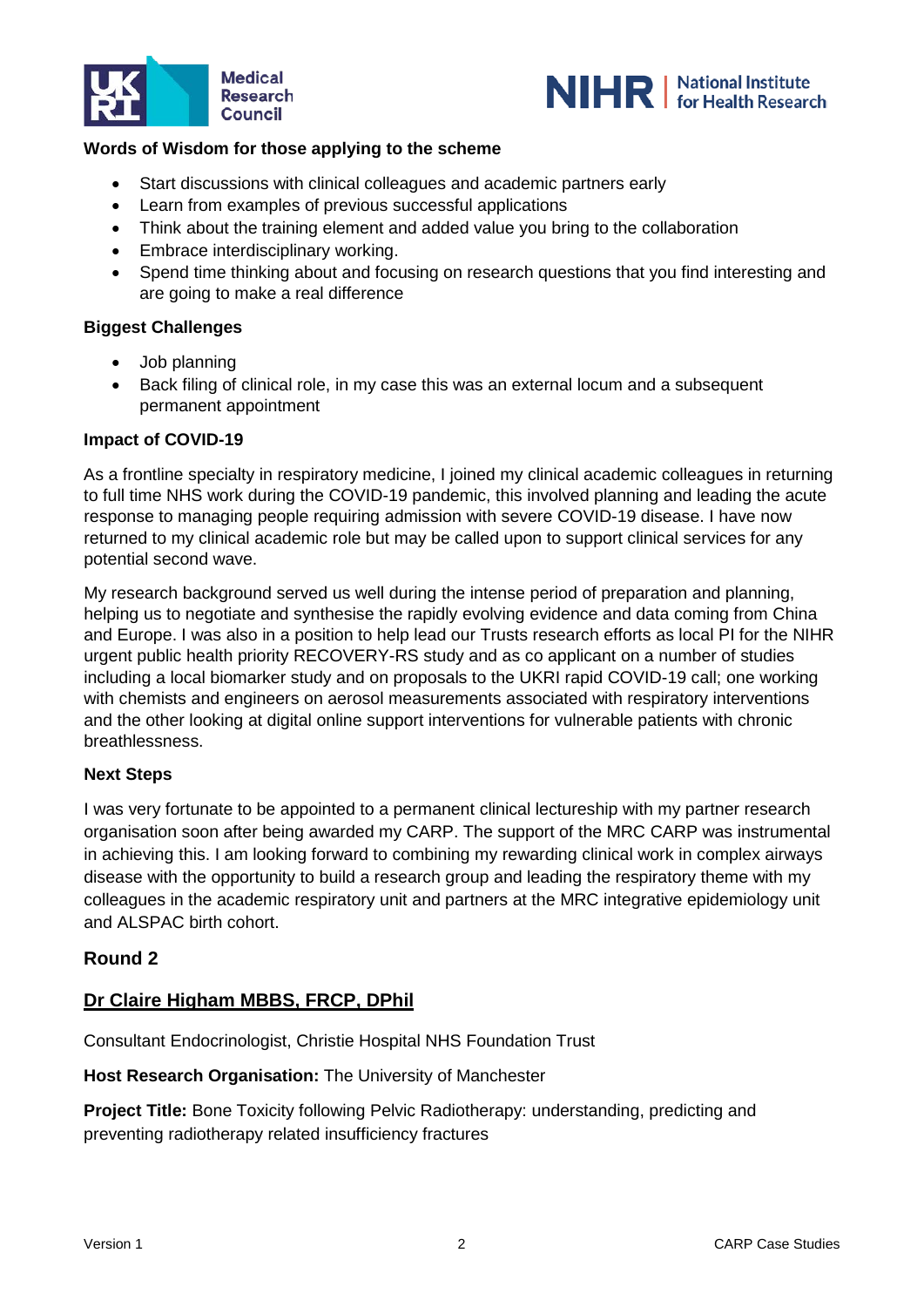**Words of Wisdom for those applying to the scheme**

- Start discussions with clinical colleagues and academic partners early
- Learn from examples of previous successful applications
- Think about the training element and added value you bring to the collaboration
- Embrace interdisciplinary working.
- Spend time thinking about and focusing on research questions that you find interesting and are going to make a real difference

**Biggest Challenges**

- Job planning
- Back filing of clinical role, in my case this was an external locum and a subsequent permanent appointment

**Impact of COVID-19**

As a frontline specialty in respiratory medicine, I joined my clinical academic colleagues in returning to full time NHS work during the COVID-19 pandemic, this involved planning and leading the acute response to managing people requiring admission with severe COVID-19 disease. I have now returned to my clinical academic role but may be called upon to support clinical services for any potential second wave.

My research background served us well during the intense period of preparation and planning, helping us to negotiate and synthesise the rapidly evolving evidence and data coming from China and Europe. I was also in a position to help lead our Trusts research efforts as local PI for the NIHR urgent public health priority RECOVERY-RS study and as co applicant on a number of studies including a local biomarker study and on proposals to the UKRI rapid COVID-19 call; one working with chemists and engineers on aerosol measurements associated with respiratory interventions and the other looking at digital online support interventions for vulnerable patients with chronic breathlessness.

**Next Steps**

I was very fortunate to be appointed to a permanent clinical lectureship with my partner research organisation soon after being awarded my CARP. The support of the MRC CARP was instrumental in achieving this. I am looking forward to combining my rewarding clinical work in complex airways disease with the opportunity to build a research group and leading the respiratory theme with my colleagues in the academic respiratory unit and partners at the MRC integrative epidemiology unit and ALSPAC birth cohort.

## Round 2

### Dr Claire Higham MBBS, FRCP, DPhil

Consultant Endocrinologist, Christie Hospital NHS Foundation Trust

**Host Research Organisation:** The University of Manchester

**Project Title:** Bone Toxicity following Pelvic Radiotherapy: understanding, predicting and preventing radiotherapy related insufficiency fractures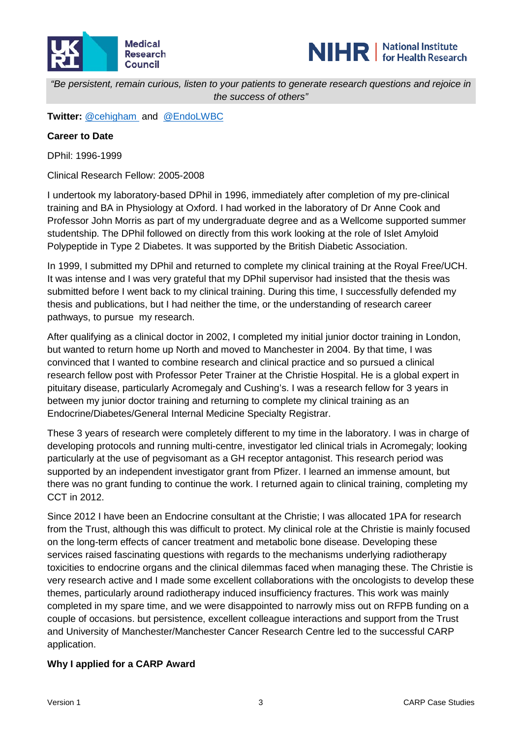*"Be persistent, remain curious, listen to your patients to generate research questions and rejoice in the success of others"*

**Twitter:** @cehigham and @EndoLWBC

**Career to Date**

DPhil: 1996-1999

Clinical Research Fellow: 2005-2008

I undertook my laboratory-based DPhil in 1996, immediately after completion of my pre-clinical training and BA in Physiology at Oxford. I had worked in the laboratory of Dr Anne Cook and Professor John Morris as part of my undergraduate degree and as a Wellcome supported summer studentship. The DPhil followed on directly from this work looking at the role of Islet Amyloid Polypeptide in Type 2 Diabetes. It was supported by the British Diabetic Association.

In 1999, I submitted my DPhil and returned to complete my clinical training at the Royal Free/UCH. It was intense and I was very grateful that my DPhil supervisor had insisted that the thesis was submitted before I went back to my clinical training. During this time, I successfully defended my thesis and publications, but I had neither the time, or the understanding of research career pathways, to pursue my research.

After qualifying as a clinical doctor in 2002, I completed my initial junior doctor training in London, but wanted to return home up North and moved to Manchester in 2004. By that time, I was convinced that I wanted to combine research and clinical practice and so pursued a clinical research fellow post with Professor Peter Trainer at the Christie Hospital. He is a global expert in pituitary disease, particularly Acromegaly and Cushing's. I was a research fellow for 3 years in between my junior doctor training and returning to complete my clinical training as an Endocrine/Diabetes/General Internal Medicine Specialty Registrar.

These 3 years of research were completely different to my time in the laboratory. I was in charge of developing protocols and running multi-centre, investigator led clinical trials in Acromegaly; looking particularly at the use of pegvisomant as a GH receptor antagonist. This research period was supported by an independent investigator grant from Pfizer. I learned an immense amount, but there was no grant funding to continue the work. I returned again to clinical training, completing my CCT in 2012.

Since 2012 I have been an Endocrine consultant at the Christie; I was allocated 1PA for research from the Trust, although this was difficult to protect. My clinical role at the Christie is mainly focused on the long-term effects of cancer treatment and metabolic bone disease. Developing these services raised fascinating questions with regards to the mechanisms underlying radiotherapy toxicities to endocrine organs and the clinical dilemmas faced when managing these. The Christie is very research active and I made some excellent collaborations with the oncologists to develop these themes, particularly around radiotherapy induced insufficiency fractures. This work was mainly completed in my spare time, and we were disappointed to narrowly miss out on RFPB funding on a couple of occasions. but persistence, excellent colleague interactions and support from the Trust and University of Manchester/Manchester Cancer Research Centre led to the successful CARP application.

**Why I applied for a CARP Award**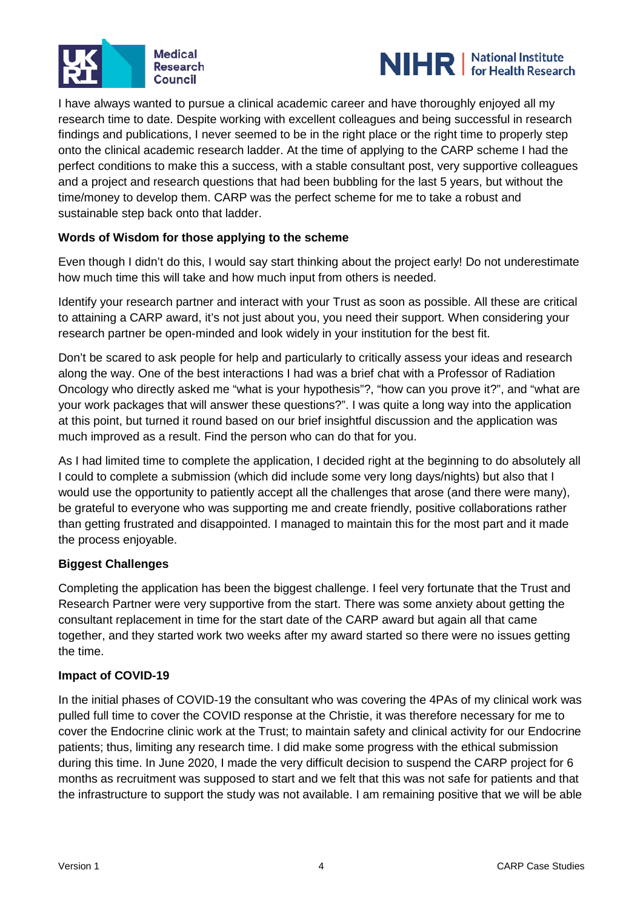I have always wanted to pursue a clinical academic career and have thoroughly enjoyed all my research time to date. Despite working with excellent colleagues and being successful in research findings and publications, I never seemed to be in the right place or the right time to properly step onto the clinical academic research ladder. At the time of applying to the CARP scheme I had the perfect conditions to make this a success, with a stable consultant post, very supportive colleagues and a project and research questions that had been bubbling for the last 5 years, but without the time/money to develop them. CARP was the perfect scheme for me to take a robust and sustainable step back onto that ladder.

**Words of Wisdom for those applying to the scheme**

Even though I didn't do this, I would say start thinking about the project early! Do not underestimate how much time this will take and how much input from others is needed.

Identify your research partner and interact with your Trust as soon as possible. All these are critical to attaining a CARP award, it's not just about you, you need their support. When considering your research partner be open-minded and look widely in your institution for the best fit.

Don't be scared to ask people for help and particularly to critically assess your ideas and research along the way. One of the best interactions I had was a brief chat with a Professor of Radiation Oncology who directly asked me "what is your hypothesis"?, "how can you prove it?", and "what are your work packages that will answer these questions?". I was quite a long way into the application at this point, but turned it round based on our brief insightful discussion and the application was much improved as a result. Find the person who can do that for you.

As I had limited time to complete the application, I decided right at the beginning to do absolutely all I could to complete a submission (which did include some very long days/nights) but also that I would use the opportunity to patiently accept all the challenges that arose (and there were many), be grateful to everyone who was supporting me and create friendly, positive collaborations rather than getting frustrated and disappointed. I managed to maintain this for the most part and it made the process enjoyable.

**Biggest Challenges**

Completing the application has been the biggest challenge. I feel very fortunate that the Trust and Research Partner were very supportive from the start. There was some anxiety about getting the consultant replacement in time for the start date of the CARP award but again all that came together, and they started work two weeks after my award started so there were no issues getting the time.

**Impact of COVID-19**

In the initial phases of COVID-19 the consultant who was covering the 4PAs of my clinical work was pulled full time to cover the COVID response at the Christie, it was therefore necessary for me to cover the Endocrine clinic work at the Trust; to maintain safety and clinical activity for our Endocrine patients; thus, limiting any research time. I did make some progress with the ethical submission during this time. In June 2020, I made the very difficult decision to suspend the CARP project for 6 months as recruitment was supposed to start and we felt that this was not safe for patients and that the infrastructure to support the study was not available. I am remaining positive that we will be able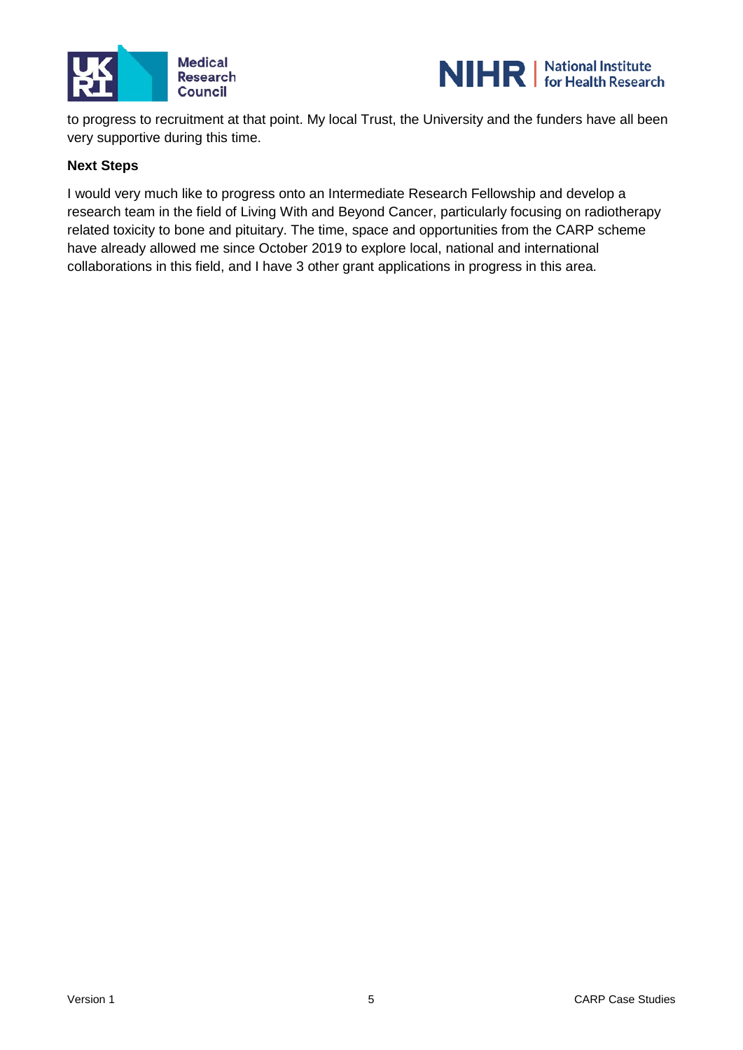to progress to recruitment at that point. My local Trust, the University and the funders have all been very supportive during this time.

**Next Steps**

I would very much like to progress onto an Intermediate Research Fellowship and develop a research team in the field of Living With and Beyond Cancer, particularly focusing on radiotherapy related toxicity to bone and pituitary. The time, space and opportunities from the CARP scheme have already allowed me since October 2019 to explore local, national and international collaborations in this field, and I have 3 other grant applications in progress in this area.